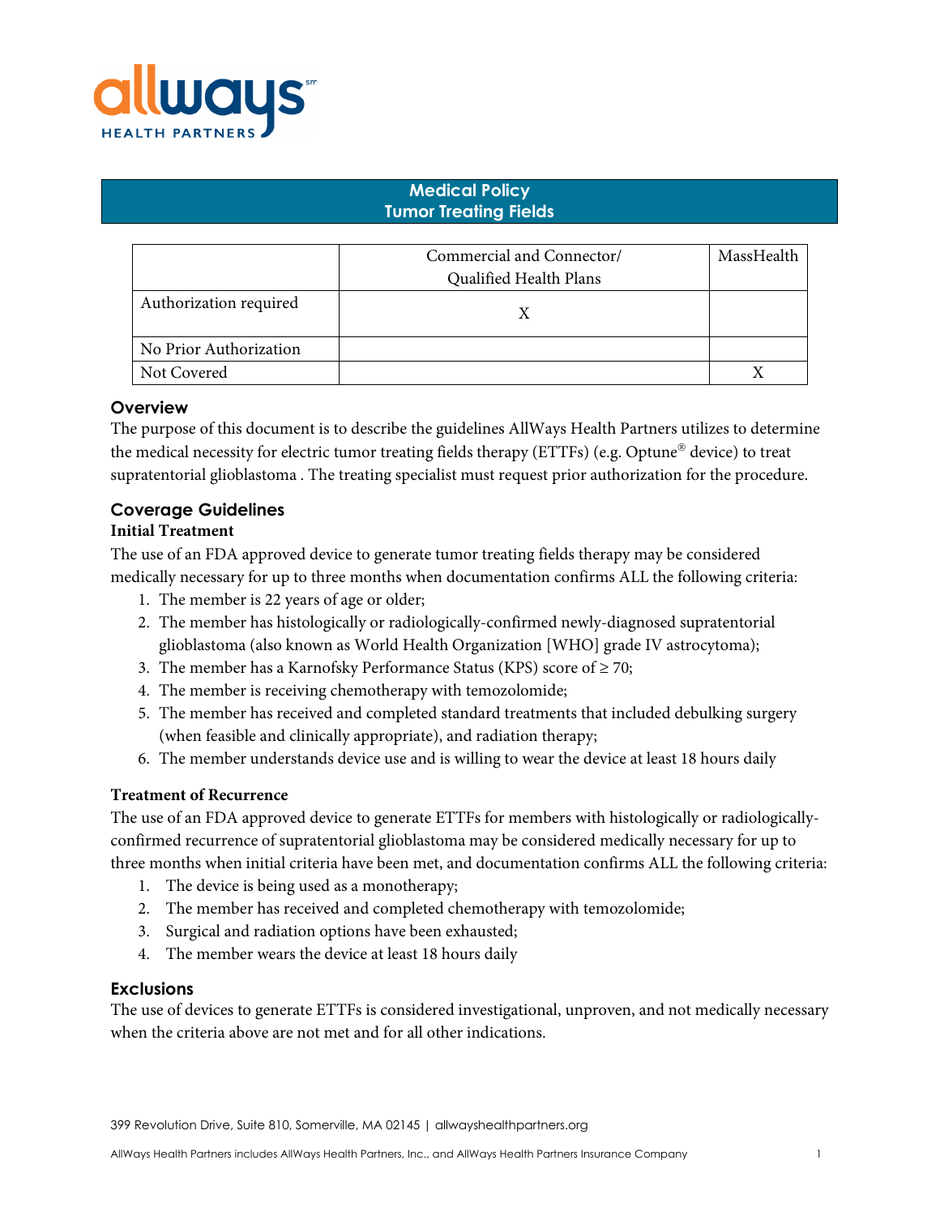allways HEALTH PARTNERS

# Medical Policy
# Tumor Treating Fields

| | Commercial and Connector/ Qualified Health Plans | MassHealth |
|---|---|---|
| Authorization required | X | |
| No Prior Authorization | | |
| Not Covered | | X |

## Overview

The purpose of this document is to describe the guidelines AllWays Health Partners utilizes to determine the medical necessity for electric tumor treating fields therapy (ETTFs) (e.g. Optune® device) to treat supratentorial glioblastoma . The treating specialist must request prior authorization for the procedure.

## Coverage Guidelines

**Initial Treatment**

The use of an FDA approved device to generate tumor treating fields therapy may be considered medically necessary for up to three months when documentation confirms ALL the following criteria:

1. The member is 22 years of age or older;
2. The member has histologically or radiologically-confirmed newly-diagnosed supratentorial glioblastoma (also known as World Health Organization [WHO] grade IV astrocytoma);
3. The member has a Karnofsky Performance Status (KPS) score of ≥ 70;
4. The member is receiving chemotherapy with temozolomide;
5. The member has received and completed standard treatments that included debulking surgery (when feasible and clinically appropriate), and radiation therapy;
6. The member understands device use and is willing to wear the device at least 18 hours daily

**Treatment of Recurrence**

The use of an FDA approved device to generate ETTFs for members with histologically or radiologically-confirmed recurrence of supratentorial glioblastoma may be considered medically necessary for up to three months when initial criteria have been met, and documentation confirms ALL the following criteria:

1. The device is being used as a monotherapy;
2. The member has received and completed chemotherapy with temozolomide;
3. Surgical and radiation options have been exhausted;
4. The member wears the device at least 18 hours daily

## Exclusions

The use of devices to generate ETTFs is considered investigational, unproven, and not medically necessary when the criteria above are not met and for all other indications.

399 Revolution Drive, Suite 810, Somerville, MA 02145 | allwayshealthpartners.org

AllWays Health Partners includes AllWays Health Partners, Inc., and AllWays Health Partners Insurance Company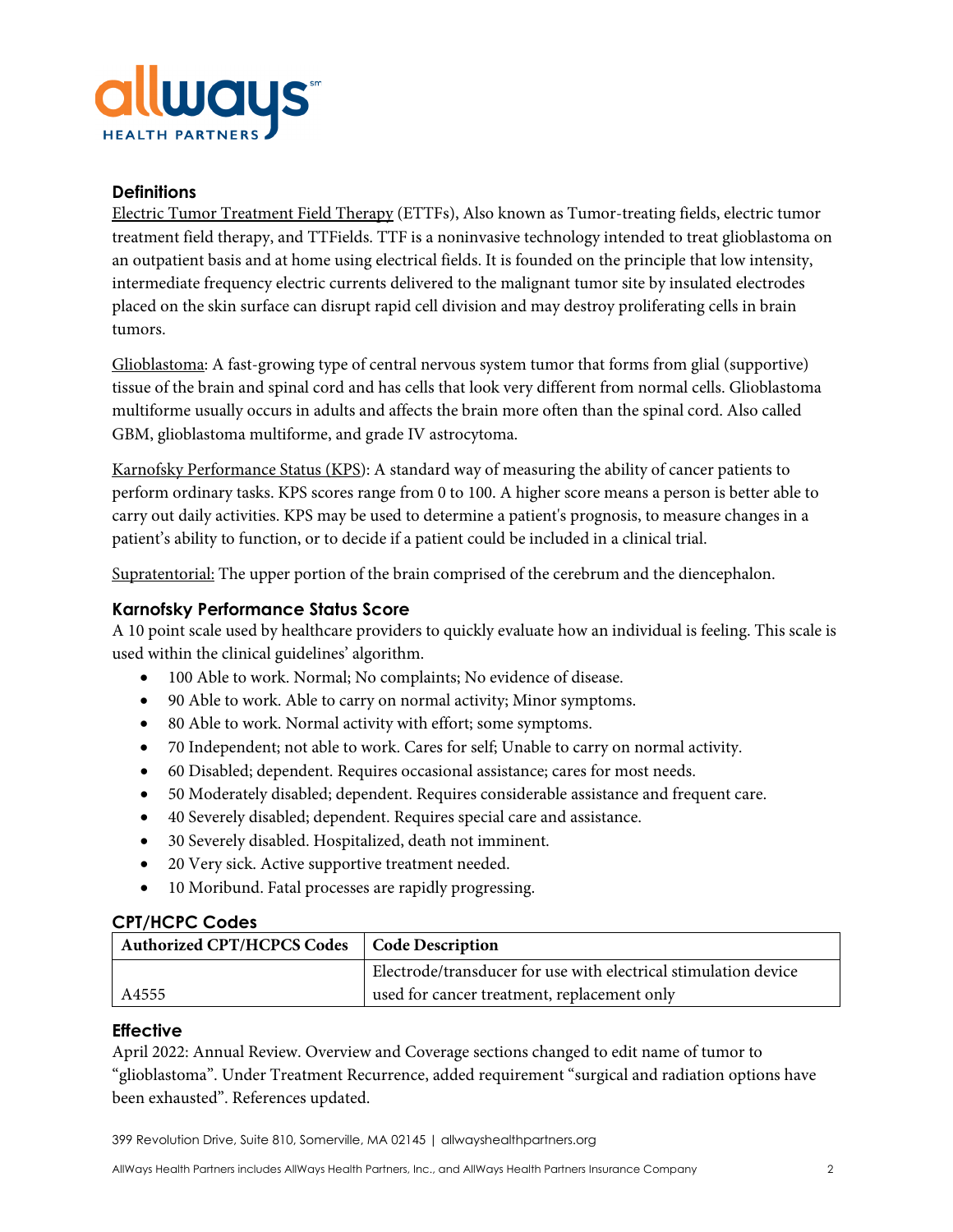## Definitions

Electric Tumor Treatment Field Therapy (ETTFs), Also known as Tumor-treating fields, electric tumor treatment field therapy, and TTFields. TTF is a noninvasive technology intended to treat glioblastoma on an outpatient basis and at home using electrical fields. It is founded on the principle that low intensity, intermediate frequency electric currents delivered to the malignant tumor site by insulated electrodes placed on the skin surface can disrupt rapid cell division and may destroy proliferating cells in brain tumors.

Glioblastoma: A fast-growing type of central nervous system tumor that forms from glial (supportive) tissue of the brain and spinal cord and has cells that look very different from normal cells. Glioblastoma multiforme usually occurs in adults and affects the brain more often than the spinal cord. Also called GBM, glioblastoma multiforme, and grade IV astrocytoma.

Karnofsky Performance Status (KPS): A standard way of measuring the ability of cancer patients to perform ordinary tasks. KPS scores range from 0 to 100. A higher score means a person is better able to carry out daily activities. KPS may be used to determine a patient's prognosis, to measure changes in a patient's ability to function, or to decide if a patient could be included in a clinical trial.

Supratentorial: The upper portion of the brain comprised of the cerebrum and the diencephalon.

## Karnofsky Performance Status Score

A 10 point scale used by healthcare providers to quickly evaluate how an individual is feeling. This scale is used within the clinical guidelines' algorithm.

- 100 Able to work. Normal; No complaints; No evidence of disease.
- 90 Able to work. Able to carry on normal activity; Minor symptoms.
- 80 Able to work. Normal activity with effort; some symptoms.
- 70 Independent; not able to work. Cares for self; Unable to carry on normal activity.
- 60 Disabled; dependent. Requires occasional assistance; cares for most needs.
- 50 Moderately disabled; dependent. Requires considerable assistance and frequent care.
- 40 Severely disabled; dependent. Requires special care and assistance.
- 30 Severely disabled. Hospitalized, death not imminent.
- 20 Very sick. Active supportive treatment needed.
- 10 Moribund. Fatal processes are rapidly progressing.

## CPT/HCPC Codes

| Authorized CPT/HCPCS Codes | Code Description |
|---|---|
| A4555 | Electrode/transducer for use with electrical stimulation device used for cancer treatment, replacement only |

## Effective

April 2022: Annual Review. Overview and Coverage sections changed to edit name of tumor to "glioblastoma". Under Treatment Recurrence, added requirement "surgical and radiation options have been exhausted". References updated.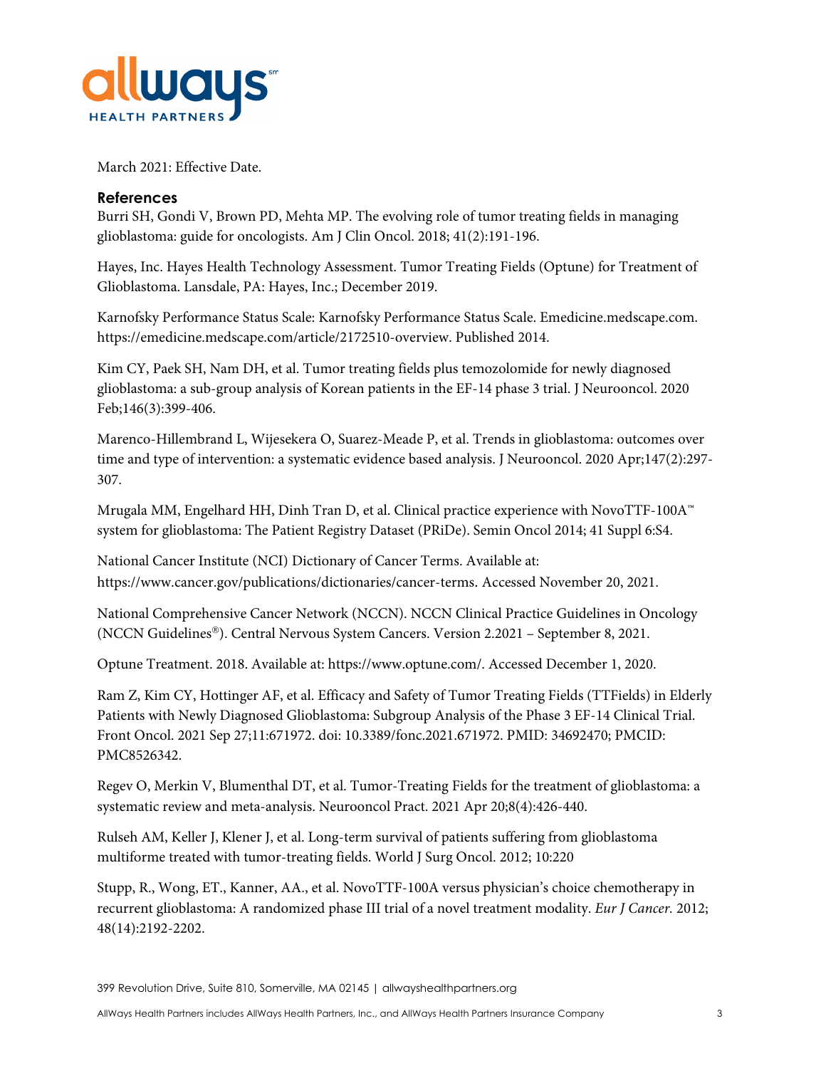March 2021: Effective Date.

## References

Burri SH, Gondi V, Brown PD, Mehta MP. The evolving role of tumor treating fields in managing glioblastoma: guide for oncologists. Am J Clin Oncol. 2018; 41(2):191-196.

Hayes, Inc. Hayes Health Technology Assessment. Tumor Treating Fields (Optune) for Treatment of Glioblastoma. Lansdale, PA: Hayes, Inc.; December 2019.

Karnofsky Performance Status Scale: Karnofsky Performance Status Scale. Emedicine.medscape.com. https://emedicine.medscape.com/article/2172510-overview. Published 2014.

Kim CY, Paek SH, Nam DH, et al. Tumor treating fields plus temozolomide for newly diagnosed glioblastoma: a sub-group analysis of Korean patients in the EF-14 phase 3 trial. J Neurooncol. 2020 Feb;146(3):399-406.

Marenco-Hillembrand L, Wijesekera O, Suarez-Meade P, et al. Trends in glioblastoma: outcomes over time and type of intervention: a systematic evidence based analysis. J Neurooncol. 2020 Apr;147(2):297-307.

Mrugala MM, Engelhard HH, Dinh Tran D, et al. Clinical practice experience with NovoTTF-100A™ system for glioblastoma: The Patient Registry Dataset (PRiDe). Semin Oncol 2014; 41 Suppl 6:S4.

National Cancer Institute (NCI) Dictionary of Cancer Terms. Available at: https://www.cancer.gov/publications/dictionaries/cancer-terms. Accessed November 20, 2021.

National Comprehensive Cancer Network (NCCN). NCCN Clinical Practice Guidelines in Oncology (NCCN Guidelines®). Central Nervous System Cancers. Version 2.2021 – September 8, 2021.

Optune Treatment. 2018. Available at: https://www.optune.com/. Accessed December 1, 2020.

Ram Z, Kim CY, Hottinger AF, et al. Efficacy and Safety of Tumor Treating Fields (TTFields) in Elderly Patients with Newly Diagnosed Glioblastoma: Subgroup Analysis of the Phase 3 EF-14 Clinical Trial. Front Oncol. 2021 Sep 27;11:671972. doi: 10.3389/fonc.2021.671972. PMID: 34692470; PMCID: PMC8526342.

Regev O, Merkin V, Blumenthal DT, et al. Tumor-Treating Fields for the treatment of glioblastoma: a systematic review and meta-analysis. Neurooncol Pract. 2021 Apr 20;8(4):426-440.

Rulseh AM, Keller J, Klener J, et al. Long-term survival of patients suffering from glioblastoma multiforme treated with tumor-treating fields. World J Surg Oncol. 2012; 10:220

Stupp, R., Wong, ET., Kanner, AA., et al. NovoTTF-100A versus physician's choice chemotherapy in recurrent glioblastoma: A randomized phase III trial of a novel treatment modality. *Eur J Cancer.* 2012; 48(14):2192-2202.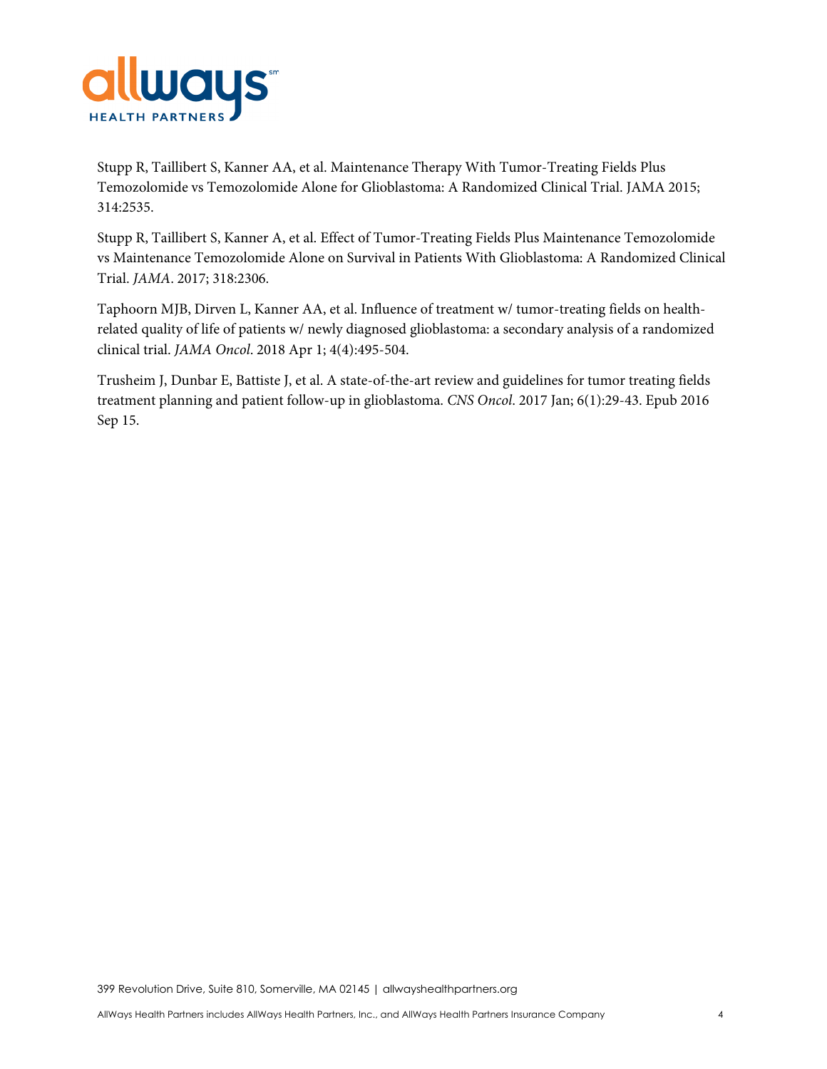Stupp R, Taillibert S, Kanner AA, et al. Maintenance Therapy With Tumor-Treating Fields Plus Temozolomide vs Temozolomide Alone for Glioblastoma: A Randomized Clinical Trial. JAMA 2015; 314:2535.

Stupp R, Taillibert S, Kanner A, et al. Effect of Tumor-Treating Fields Plus Maintenance Temozolomide vs Maintenance Temozolomide Alone on Survival in Patients With Glioblastoma: A Randomized Clinical Trial. *JAMA*. 2017; 318:2306.

Taphoorn MJB, Dirven L, Kanner AA, et al. Influence of treatment w/ tumor-treating fields on health-related quality of life of patients w/ newly diagnosed glioblastoma: a secondary analysis of a randomized clinical trial. *JAMA Oncol*. 2018 Apr 1; 4(4):495-504.

Trusheim J, Dunbar E, Battiste J, et al. A state-of-the-art review and guidelines for tumor treating fields treatment planning and patient follow-up in glioblastoma. *CNS Oncol*. 2017 Jan; 6(1):29-43. Epub 2016 Sep 15.